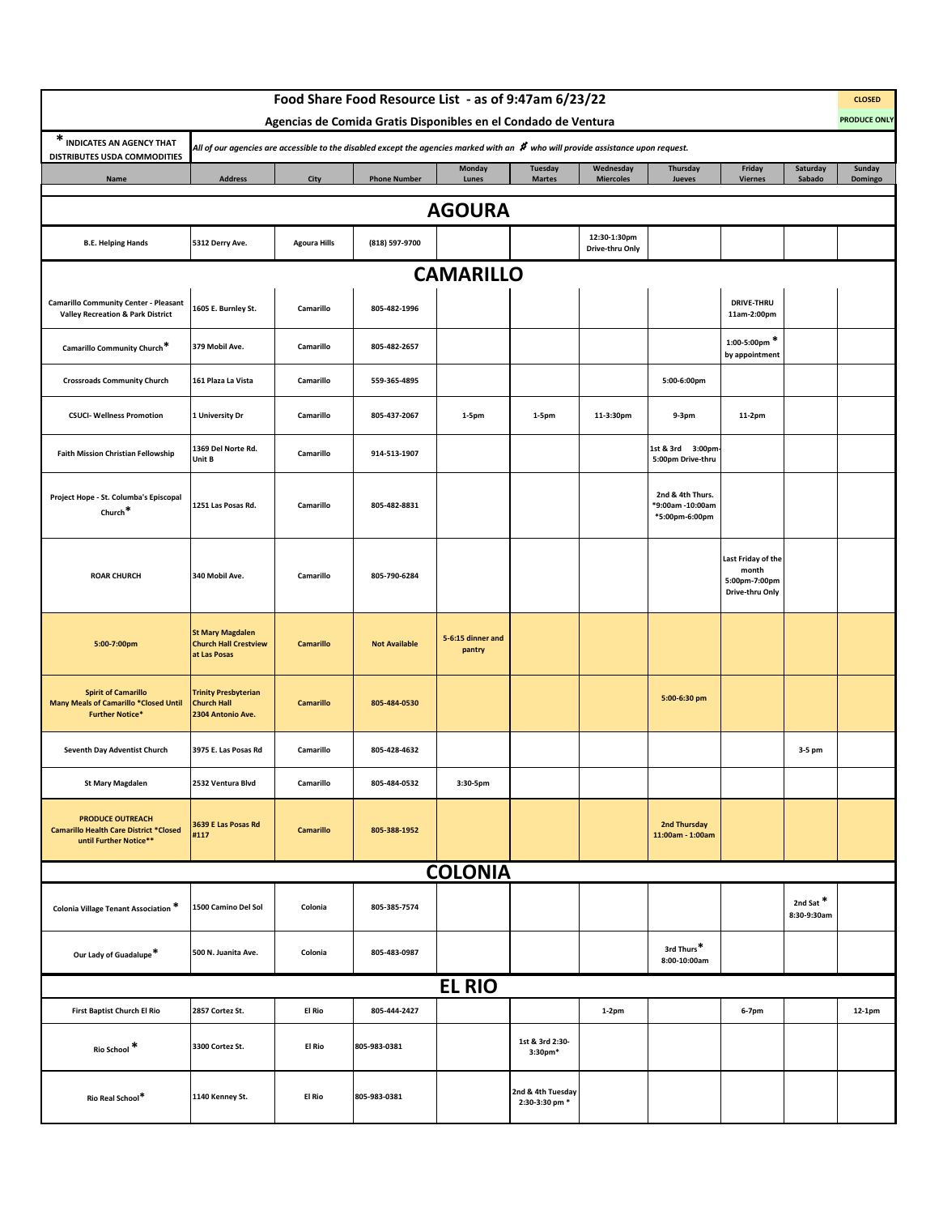# Food Share Food Resource List - as of 9:47am 6/23/22

## Agencias de Comida Gratis Disponibles en el Condado de Ventura

CLOSED

PRODUCE ONLY

**\* INDICATES AN AGENCY THAT DISTRIBUTES USDA COMMODITIES**

*All of our agencies are accessible to the disabled except the agencies marked with an # who will provide assistance upon request.*

| Name | Address | City | Phone Number | Monday Lunes | Tuesday Martes | Wednesday Miercoles | Thursday Jueves | Friday Viernes | Saturday Sabado | Sunday Domingo |
|---|---|---|---|---|---|---|---|---|---|---|
| **AGOURA** | | | | | | | | | | |
| B.E. Helping Hands | 5312 Derry Ave. | Agoura Hills | (818) 597-9700 | | | 12:30-1:30pm Drive-thru Only | | | | |
| **CAMARILLO** | | | | | | | | | | |
| Camarillo Community Center - Pleasant Valley Recreation & Park District | 1605 E. Burnley St. | Camarillo | 805-482-1996 | | | | | DRIVE-THRU 11am-2:00pm | | |
| Camarillo Community Church* | 379 Mobil Ave. | Camarillo | 805-482-2657 | | | | | 1:00-5:00pm * by appointment | | |
| Crossroads Community Church | 161 Plaza La Vista | Camarillo | 559-365-4895 | | | | 5:00-6:00pm | | | |
| CSUCI- Wellness Promotion | 1 University Dr | Camarillo | 805-437-2067 | 1-5pm | 1-5pm | 11-3:30pm | 9-3pm | 11-2pm | | |
| Faith Mission Christian Fellowship | 1369 Del Norte Rd. Unit B | Camarillo | 914-513-1907 | | | | 1st & 3rd 3:00pm-5:00pm Drive-thru | | | |
| Project Hope - St. Columba's Episcopal Church* | 1251 Las Posas Rd. | Camarillo | 805-482-8831 | | | | 2nd & 4th Thurs. *9:00am -10:00am *5:00pm-6:00pm | | | |
| ROAR CHURCH | 340 Mobil Ave. | Camarillo | 805-790-6284 | | | | | Last Friday of the month 5:00pm-7:00pm Drive-thru Only | | |
| 5:00-7:00pm | St Mary Magdalen Church Hall Crestview at Las Posas | Camarillo | Not Available | 5-6:15 dinner and pantry | | | | | | |
| Spirit of Camarillo Many Meals of Camarillo *Closed Until Further Notice* | Trinity Presbyterian Church Hall 2304 Antonio Ave. | Camarillo | 805-484-0530 | | | | 5:00-6:30 pm | | | |
| Seventh Day Adventist Church | 3975 E. Las Posas Rd | Camarillo | 805-428-4632 | | | | | | 3-5 pm | |
| St Mary Magdalen | 2532 Ventura Blvd | Camarillo | 805-484-0532 | 3:30-5pm | | | | | | |
| PRODUCE OUTREACH Camarillo Health Care District *Closed until Further Notice** | 3639 E Las Posas Rd #117 | Camarillo | 805-388-1952 | | | | 2nd Thursday 11:00am - 1:00am | | | |
| **COLONIA** | | | | | | | | | | |
| Colonia Village Tenant Association * | 1500 Camino Del Sol | Colonia | 805-385-7574 | | | | | | 2nd Sat * 8:30-9:30am | |
| Our Lady of Guadalupe* | 500 N. Juanita Ave. | Colonia | 805-483-0987 | | | | 3rd Thurs* 8:00-10:00am | | | |
| **EL RIO** | | | | | | | | | | |
| First Baptist Church El Rio | 2857 Cortez St. | El Rio | 805-444-2427 | | | 1-2pm | | 6-7pm | | 12-1pm |
| Rio School * | 3300 Cortez St. | El Rio | 805-983-0381 | | 1st & 3rd 2:30-3:30pm* | | | | | |
| Rio Real School* | 1140 Kenney St. | El Rio | 805-983-0381 | | 2nd & 4th Tuesday 2:30-3:30 pm * | | | | | |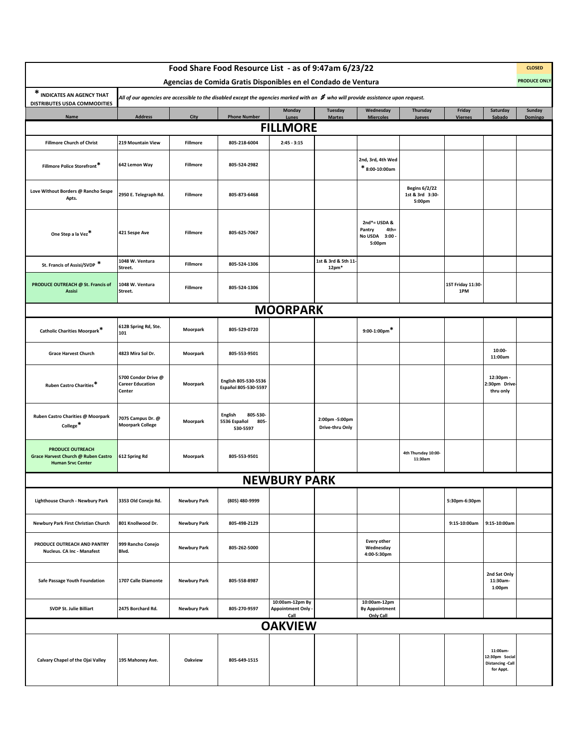# Food Share Food Resource List - as of 9:47am 6/23/22

## Agencias de Comida Gratis Disponibles en el Condado de Ventura

CLOSED

PRODUCE ONLY

\* INDICATES AN AGENCY THAT DISTRIBUTES USDA COMMODITIES

*All of our agencies are accessible to the disabled except the agencies marked with an ♯ who will provide assistance upon request.*

| Name | Address | City | Phone Number | Monday Lunes | Tuesday Martes | Wednesday Miercoles | Thursday Jueves | Friday Viernes | Saturday Sabado | Sunday Domingo |
|---|---|---|---|---|---|---|---|---|---|---|
| **FILLMORE** | | | | | | | | | | |
| Fillmore Church of Christ | 219 Mountain View | Fillmore | 805-218-6004 | 2:45 - 3:15 | | | | | | |
| Fillmore Police Storefront* | 642 Lemon Way | Fillmore | 805-524-2982 | | | 2nd, 3rd, 4th Wed * 8:00-10:00am | | | | |
| Love Without Borders @ Rancho Sespe Apts. | 2950 E. Telegraph Rd. | Fillmore | 805-873-6468 | | | | Begins 6/2/22 1st & 3rd 3:30-5:00pm | | | |
| One Step a la Vez* | 421 Sespe Ave | Fillmore | 805-625-7067 | | | 2nd*= USDA & Pantry 4th= No USDA 3:00 - 5:00pm | | | | |
| St. Francis of Assisi/SVDP * | 1048 W. Ventura Street. | Fillmore | 805-524-1306 | | 1st & 3rd & 5th 11-12pm* | | | | | |
| PRODUCE OUTREACH @ St. Francis of Assisi | 1048 W. Ventura Street. | Fillmore | 805-524-1306 | | | | | 1ST Friday 11:30-1PM | | |
| **MOORPARK** | | | | | | | | | | |
| Catholic Charities Moorpark* | 612B Spring Rd, Ste. 101 | Moorpark | 805-529-0720 | | | 9:00-1:00pm* | | | | |
| Grace Harvest Church | 4823 Mira Sol Dr. | Moorpark | 805-553-9501 | | | | | | 10:00-11:00am | |
| Ruben Castro Charities* | 5700 Condor Drive @ Career Education Center | Moorpark | English 805-530-5536 Español 805-530-5597 | | | | | | 12:30pm - 2:30pm Drive-thru only | |
| Ruben Castro Charities @ Moorpark College* | 7075 Campus Dr. @ Moorpark College | Moorpark | English 805-530-5536 Español 805-530-5597 | | 2:00pm -5:00pm Drive-thru Only | | | | | |
| PRODUCE OUTREACH Grace Harvest Church @ Ruben Castro Human Srvc Center | 612 Spring Rd | Moorpark | 805-553-9501 | | | | 4th Thursday 10:00-11:30am | | | |
| **NEWBURY PARK** | | | | | | | | | | |
| Lighthouse Church - Newbury Park | 3353 Old Conejo Rd. | Newbury Park | (805) 480-9999 | | | | | 5:30pm-6:30pm | | |
| Newbury Park First Christian Church | 801 Knollwood Dr. | Newbury Park | 805-498-2129 | | | | | 9:15-10:00am | 9:15-10:00am | |
| PRODUCE OUTREACH AND PANTRY Nucleus. CA Inc - Manafest | 999 Rancho Conejo Blvd. | Newbury Park | 805-262-5000 | | | Every other Wednesday 4:00-5:30pm | | | | |
| Safe Passage Youth Foundation | 1707 Calle Diamonte | Newbury Park | 805-558-8987 | | | | | | 2nd Sat Only 11:30am-1:00pm | |
| SVDP St. Julie Billiart | 2475 Borchard Rd. | Newbury Park | 805-270-9597 | 10:00am-12pm By Appointment Only - Call | | 10:00am-12pm By Appointment Only Call | | | | |
| **OAKVIEW** | | | | | | | | | | |
| Calvary Chapel of the Ojai Valley | 195 Mahoney Ave. | Oakview | 805-649-1515 | | | | | | 11:00am-12:30pm Social Distancing -Call for Appt. | |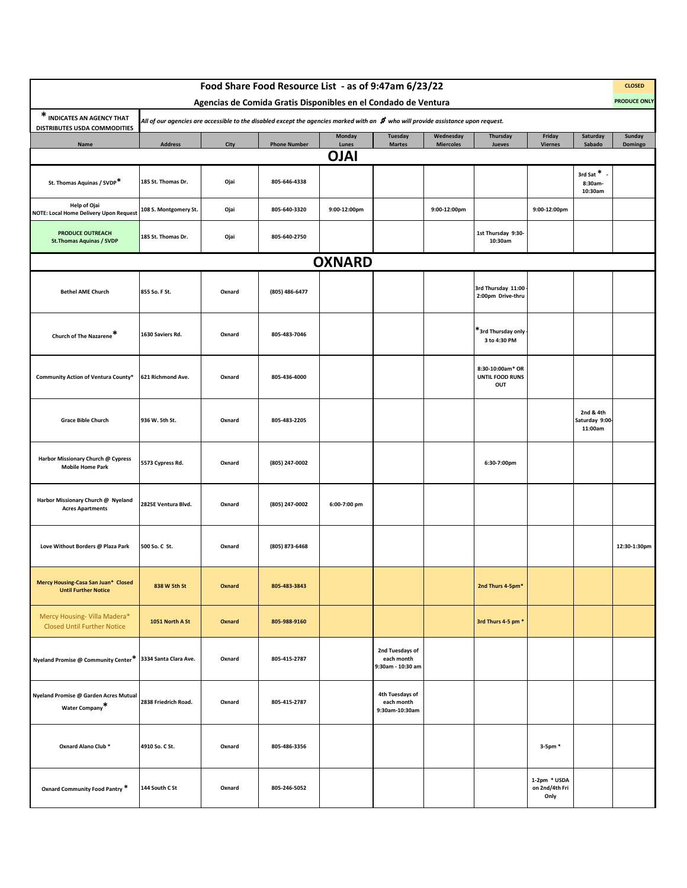# Food Share Food Resource List - as of 9:47am 6/23/22

## Agencias de Comida Gratis Disponibles en el Condado de Ventura

CLOSED

PRODUCE ONLY

\* INDICATES AN AGENCY THAT DISTRIBUTES USDA COMMODITIES

*All of our agencies are accessible to the disabled except the agencies marked with an ♿ who will provide assistance upon request.*

| Name | Address | City | Phone Number | Monday Lunes | Tuesday Martes | Wednesday Miercoles | Thursday Jueves | Friday Viernes | Saturday Sabado | Sunday Domingo |
|---|---|---|---|---|---|---|---|---|---|---|
| **OJAI** | | | | | | | | | | |
| St. Thomas Aquinas / SVDP* | 185 St. Thomas Dr. | Ojai | 805-646-4338 | | | | | | 3rd Sat * - 8:30am-10:30am | |
| Help of Ojai NOTE: Local Home Delivery Upon Request | 108 S. Montgomery St. | Ojai | 805-640-3320 | 9:00-12:00pm | | 9:00-12:00pm | | 9:00-12:00pm | | |
| PRODUCE OUTREACH St.Thomas Aquinas / SVDP | 185 St. Thomas Dr. | Ojai | 805-640-2750 | | | | 1st Thursday 9:30-10:30am | | | |
| **OXNARD** | | | | | | | | | | |
| Bethel AME Church | 855 So. F St. | Oxnard | (805) 486-6477 | | | | 3rd Thursday 11:00-2:00pm Drive-thru | | | |
| Church of The Nazarene* | 1630 Saviers Rd. | Oxnard | 805-483-7046 | | | | *3rd Thursday only - 3 to 4:30 PM | | | |
| Community Action of Ventura County* | 621 Richmond Ave. | Oxnard | 805-436-4000 | | | | 8:30-10:00am* OR UNTIL FOOD RUNS OUT | | | |
| Grace Bible Church | 936 W. 5th St. | Oxnard | 805-483-2205 | | | | | | 2nd & 4th Saturday 9:00-11:00am | |
| Harbor Missionary Church @ Cypress Mobile Home Park | 5573 Cypress Rd. | Oxnard | (805) 247-0002 | | | | 6:30-7:00pm | | | |
| Harbor Missionary Church @ Nyeland Acres Apartments | 2825E Ventura Blvd. | Oxnard | (805) 247-0002 | 6:00-7:00 pm | | | | | | |
| Love Without Borders @ Plaza Park | 500 So. C St. | Oxnard | (805) 873-6468 | | | | | | | 12:30-1:30pm |
| Mercy Housing-Casa San Juan* Closed Until Further Notice | 838 W 5th St | Oxnard | 805-483-3843 | | | | 2nd Thurs 4-5pm* | | | |
| Mercy Housing- Villa Madera* Closed Until Further Notice | 1051 North A St | Oxnard | 805-988-9160 | | | | 3rd Thurs 4-5 pm * | | | |
| Nyeland Promise @ Community Center* | 3334 Santa Clara Ave. | Oxnard | 805-415-2787 | | 2nd Tuesdays of each month 9:30am - 10:30 am | | | | | |
| Nyeland Promise @ Garden Acres Mutual Water Company* | 2838 Friedrich Road. | Oxnard | 805-415-2787 | | 4th Tuesdays of each month 9:30am-10:30am | | | | | |
| Oxnard Alano Club * | 4910 So. C St. | Oxnard | 805-486-3356 | | | | | 3-5pm * | | |
| Oxnard Community Food Pantry * | 144 South C St | Oxnard | 805-246-5052 | | | | | 1-2pm * USDA on 2nd/4th Fri Only | | |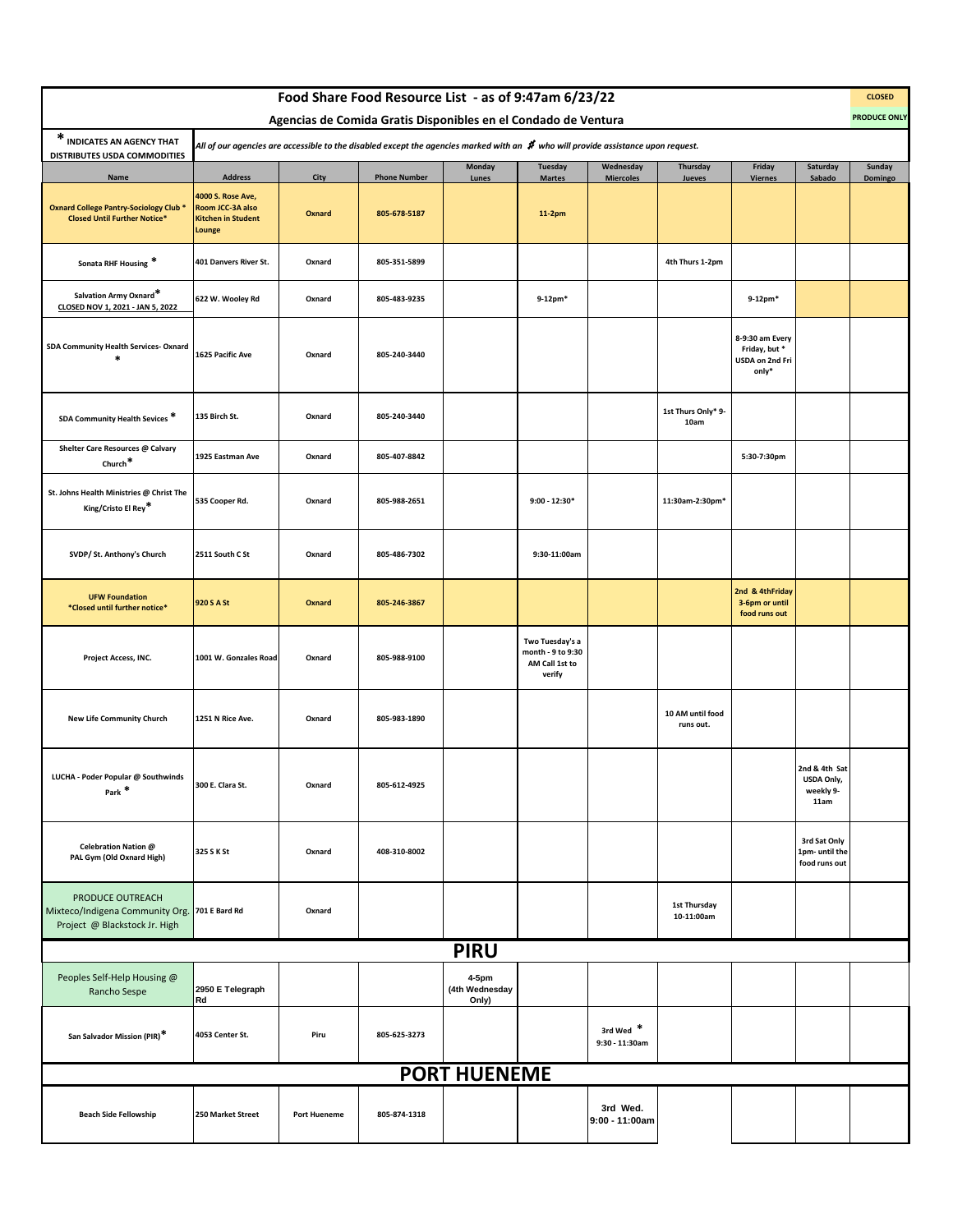# Food Share Food Resource List - as of 9:47am 6/23/22

## Agencias de Comida Gratis Disponibles en el Condado de Ventura

CLOSED

PRODUCE ONLY

* INDICATES AN AGENCY THAT DISTRIBUTES USDA COMMODITIES

*All of our agencies are accessible to the disabled except the agencies marked with an # who will provide assistance upon request.*

| Name | Address | City | Phone Number | Monday Lunes | Tuesday Martes | Wednesday Miercoles | Thursday Jueves | Friday Viernes | Saturday Sabado | Sunday Domingo |
|---|---|---|---|---|---|---|---|---|---|---|
| Oxnard College Pantry-Sociology Club * Closed Until Further Notice* | 4000 S. Rose Ave, Room JCC-3A also Kitchen in Student Lounge | Oxnard | 805-678-5187 | | 11-2pm | | | | | |
| Sonata RHF Housing * | 401 Danvers River St. | Oxnard | 805-351-5899 | | | | 4th Thurs 1-2pm | | | |
| Salvation Army Oxnard* CLOSED NOV 1, 2021 - JAN 5, 2022 | 622 W. Wooley Rd | Oxnard | 805-483-9235 | | 9-12pm* | | | 9-12pm* | | |
| SDA Community Health Services- Oxnard * | 1625 Pacific Ave | Oxnard | 805-240-3440 | | | | | 8-9:30 am Every Friday, but * USDA on 2nd Fri only* | | |
| SDA Community Health Sevices * | 135 Birch St. | Oxnard | 805-240-3440 | | | | 1st Thurs Only* 9-10am | | | |
| Shelter Care Resources @ Calvary Church* | 1925 Eastman Ave | Oxnard | 805-407-8842 | | | | | 5:30-7:30pm | | |
| St. Johns Health Ministries @ Christ The King/Cristo El Rey* | 535 Cooper Rd. | Oxnard | 805-988-2651 | | 9:00 - 12:30* | | 11:30am-2:30pm* | | | |
| SVDP/ St. Anthony's Church | 2511 South C St | Oxnard | 805-486-7302 | | 9:30-11:00am | | | | | |
| UFW Foundation *Closed until further notice* | 920 S A St | Oxnard | 805-246-3867 | | | | | 2nd & 4thFriday 3-6pm or until food runs out | | |
| Project Access, INC. | 1001 W. Gonzales Road | Oxnard | 805-988-9100 | | Two Tuesday's a month - 9 to 9:30 AM Call 1st to verify | | | | | |
| New Life Community Church | 1251 N Rice Ave. | Oxnard | 805-983-1890 | | | | 10 AM until food runs out. | | | |
| LUCHA - Poder Popular @ Southwinds Park * | 300 E. Clara St. | Oxnard | 805-612-4925 | | | | | | 2nd & 4th Sat USDA Only, weekly 9-11am | |
| Celebration Nation @ PAL Gym (Old Oxnard High) | 325 S K St | Oxnard | 408-310-8002 | | | | | | 3rd Sat Only 1pm- until the food runs out | |
| PRODUCE OUTREACH Mixteco/Indigena Community Org. Project @ Blackstock Jr. High | 701 E Bard Rd | Oxnard | | | | | 1st Thursday 10-11:00am | | | |
| **PIRU** | | | | | | | | | | |
| Peoples Self-Help Housing @ Rancho Sespe | 2950 E Telegraph Rd | | | 4-5pm (4th Wednesday Only) | | | | | | |
| San Salvador Mission (PIR)* | 4053 Center St. | Piru | 805-625-3273 | | | 3rd Wed * 9:30 - 11:30am | | | | |
| **PORT HUENEME** | | | | | | | | | | |
| Beach Side Fellowship | 250 Market Street | Port Hueneme | 805-874-1318 | | | 3rd Wed. 9:00 - 11:00am | | | | |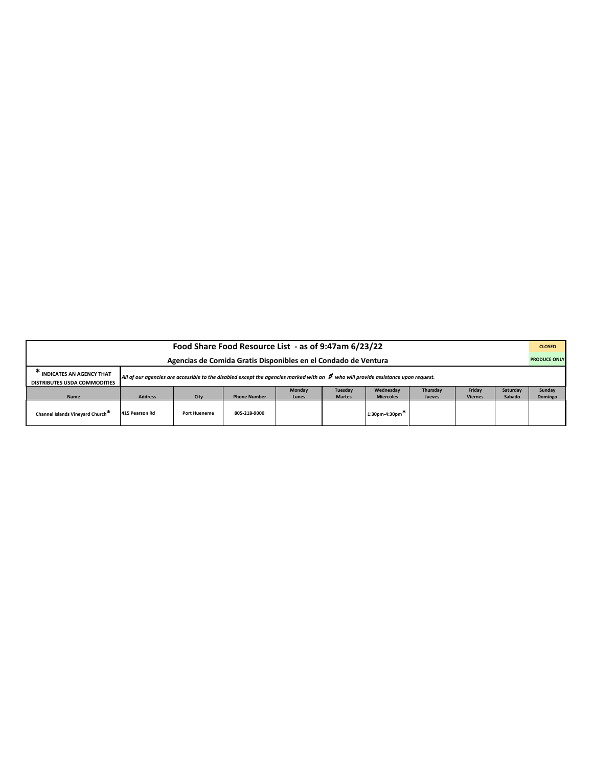**Food Share Food Resource List - as of 9:47am 6/23/22**

**Agencias de Comida Gratis Disponibles en el Condado de Ventura**

| CLOSED |
|---|
| PRODUCE ONLY |

**\* INDICATES AN AGENCY THAT DISTRIBUTES USDA COMMODITIES**

*All of our agencies are accessible to the disabled except the agencies marked with an # who will provide assistance upon request.*

| Name | Address | City | Phone Number | Monday Lunes | Tuesday Martes | Wednesday Miercoles | Thursday Jueves | Friday Viernes | Saturday Sabado | Sunday Domingo |
|---|---|---|---|---|---|---|---|---|---|---|
| Channel Islands Vineyard Church* | 415 Pearson Rd | Port Hueneme | 805-218-9000 | | | 1:30pm-4:30pm* | | | | |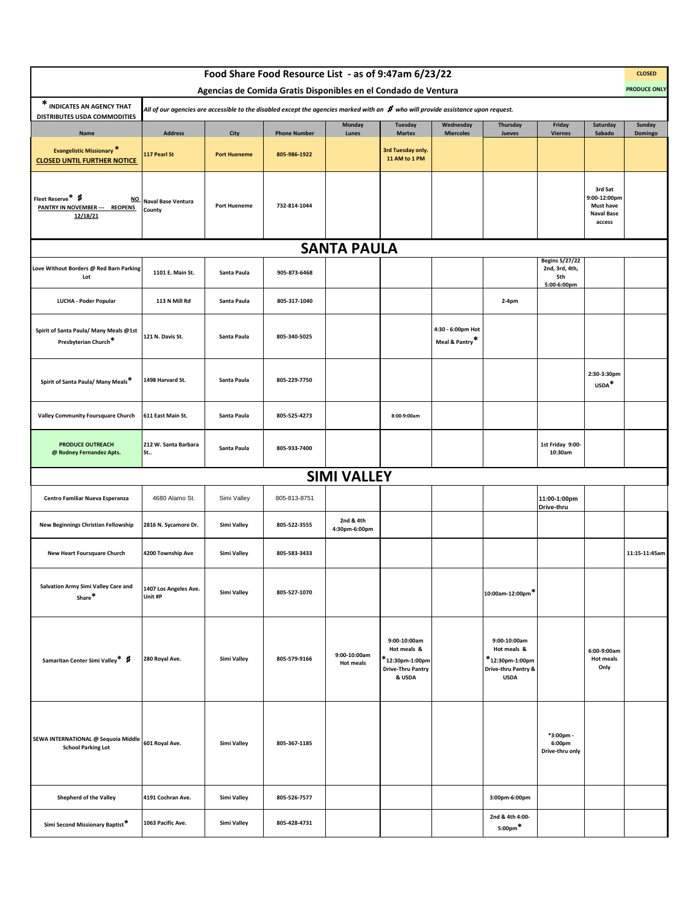# Food Share Food Resource List - as of 9:47am 6/23/22

## Agencias de Comida Gratis Disponibles en el Condado de Ventura

CLOSED

PRODUCE ONLY

* INDICATES AN AGENCY THAT DISTRIBUTES USDA COMMODITIES

*All of our agencies are accessible to the disabled except the agencies marked with an ♯ who will provide assistance upon request.*

| Name | Address | City | Phone Number | Monday Lunes | Tuesday Martes | Wednesday Miercoles | Thursday Jueves | Friday Viernes | Saturday Sabado | Sunday Domingo |
|---|---|---|---|---|---|---|---|---|---|---|
| Evangelistic Missionary * CLOSED UNTIL FURTHER NOTICE | 117 Pearl St | Port Hueneme | 805-986-1922 | | 3rd Tuesday only. 11 AM to 1 PM | | | | | |
| Fleet Reserve* ♯ NO PANTRY IN NOVEMBER --- REOPENS 12/18/21 | Naval Base Ventura County | Port Hueneme | 732-814-1044 | | | | | | 3rd Sat 9:00-12:00pm Must have Naval Base access | |
| **SANTA PAULA** | | | | | | | | | | |
| Love Without Borders @ Red Barn Parking Lot | 1101 E. Main St. | Santa Paula | 905-873-6468 | | | | | Begins 5/27/22 2nd, 3rd, 4th, 5th 5:00-6:00pm | | |
| LUCHA - Poder Popular | 113 N Mill Rd | Santa Paula | 805-317-1040 | | | | 2-4pm | | | |
| Spirit of Santa Paula/ Many Meals @1st Presbyterian Church* | 121 N. Davis St. | Santa Paula | 805-340-5025 | | | 4:30 - 6:00pm Hot Meal & Pantry* | | | | |
| Spirit of Santa Paula/ Many Meals* | 1498 Harvard St. | Santa Paula | 805-229-7750 | | | | | | 2:30-3:30pm USDA* | |
| Valley Community Foursquare Church | 611 East Main St. | Santa Paula | 805-525-4273 | | 8:00-9:00am | | | | | |
| PRODUCE OUTREACH @ Rodney Fernandez Apts. | 212 W. Santa Barbara St.. | Santa Paula | 805-933-7400 | | | | | 1st Friday 9:00-10:30am | | |
| **SIMI VALLEY** | | | | | | | | | | |
| Centro Familiar Nueva Esperanza | 4680 Alamo St. | Simi Valley | 805-813-8751 | | | | | 11:00-1:00pm Drive-thru | | |
| New Beginnings Christian Fellowship | 2816 N. Sycamore Dr. | Simi Valley | 805-522-3555 | 2nd & 4th 4:30pm-6:00pm | | | | | | |
| New Heart Foursquare Church | 4200 Township Ave | Simi Valley | 805-583-3433 | | | | | | | 11:15-11:45am |
| Salvation Army Simi Valley Care and Share* | 1407 Los Angeles Ave. Unit #P | Simi Valley | 805-527-1070 | | | | 10:00am-12:00pm* | | | |
| Samaritan Center Simi Valley* ♯ | 280 Royal Ave. | Simi Valley | 805-579-9166 | 9:00-10:00am Hot meals | 9:00-10:00am Hot meals & *12:30pm-1:00pm Drive-Thru Pantry & USDA | | 9:00-10:00am Hot meals & *12:30pm-1:00pm Drive-thru Pantry & USDA | | 6:00-9:00am Hot meals Only | |
| SEWA INTERNATIONAL @ Sequoia Middle School Parking Lot | 601 Royal Ave. | Simi Valley | 805-367-1185 | | | | | *3:00pm - 6:00pm Drive-thru only | | |
| Shepherd of the Valley | 4191 Cochran Ave. | Simi Valley | 805-526-7577 | | | | 3:00pm-6:00pm | | | |
| Simi Second Missionary Baptist* | 1063 Pacific Ave. | Simi Valley | 805-428-4731 | | | | 2nd & 4th 4:00-5:00pm* | | | |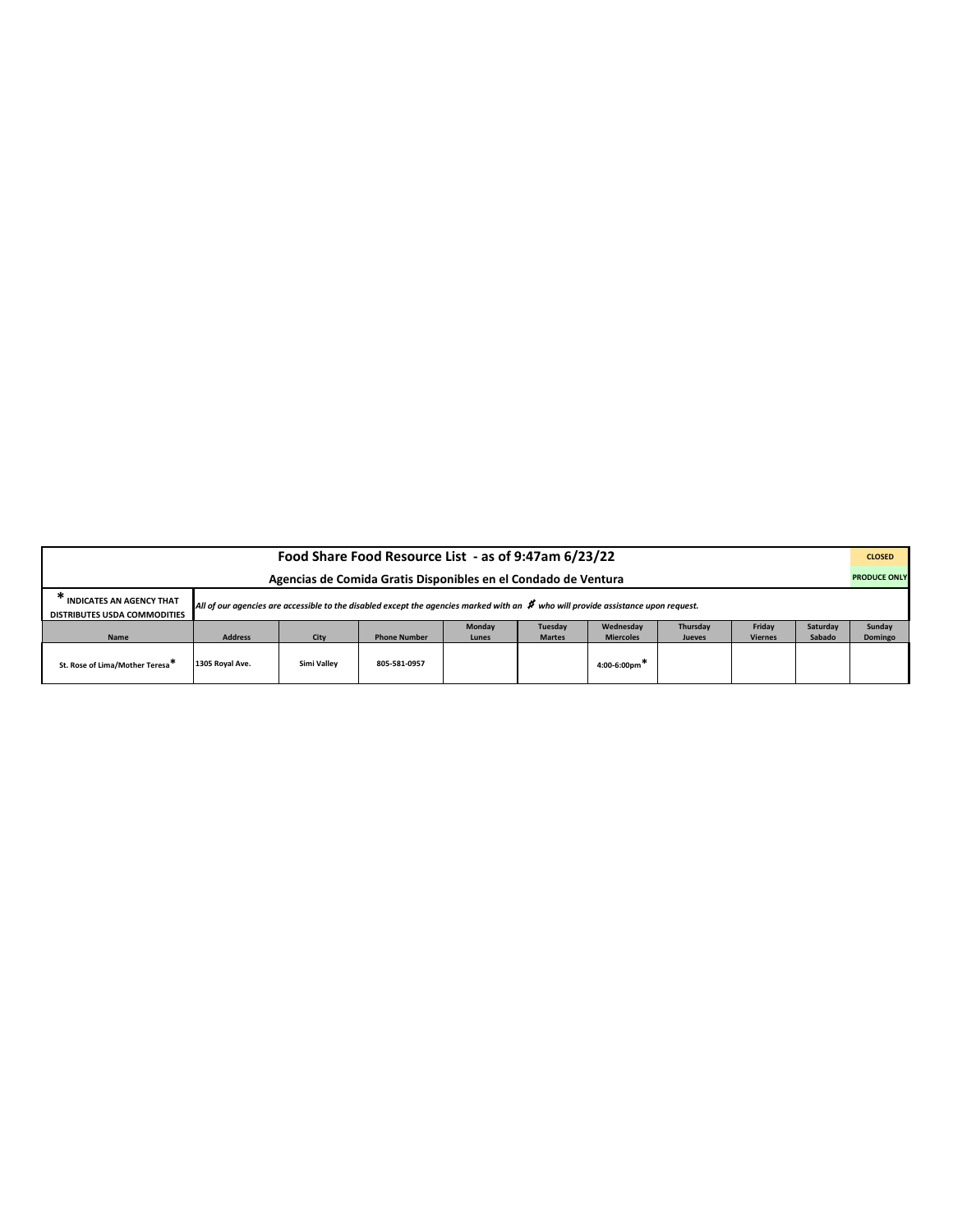# Food Share Food Resource List - as of 9:47am 6/23/22

## Agencias de Comida Gratis Disponibles en el Condado de Ventura

CLOSED

PRODUCE ONLY

**\* INDICATES AN AGENCY THAT DISTRIBUTES USDA COMMODITIES**

*All of our agencies are accessible to the disabled except the agencies marked with an # who will provide assistance upon request.*

| Name | Address | City | Phone Number | Monday Lunes | Tuesday Martes | Wednesday Miercoles | Thursday Jueves | Friday Viernes | Saturday Sabado | Sunday Domingo |
|---|---|---|---|---|---|---|---|---|---|---|
| St. Rose of Lima/Mother Teresa* | 1305 Royal Ave. | Simi Valley | 805-581-0957 | | | 4:00-6:00pm* | | | | |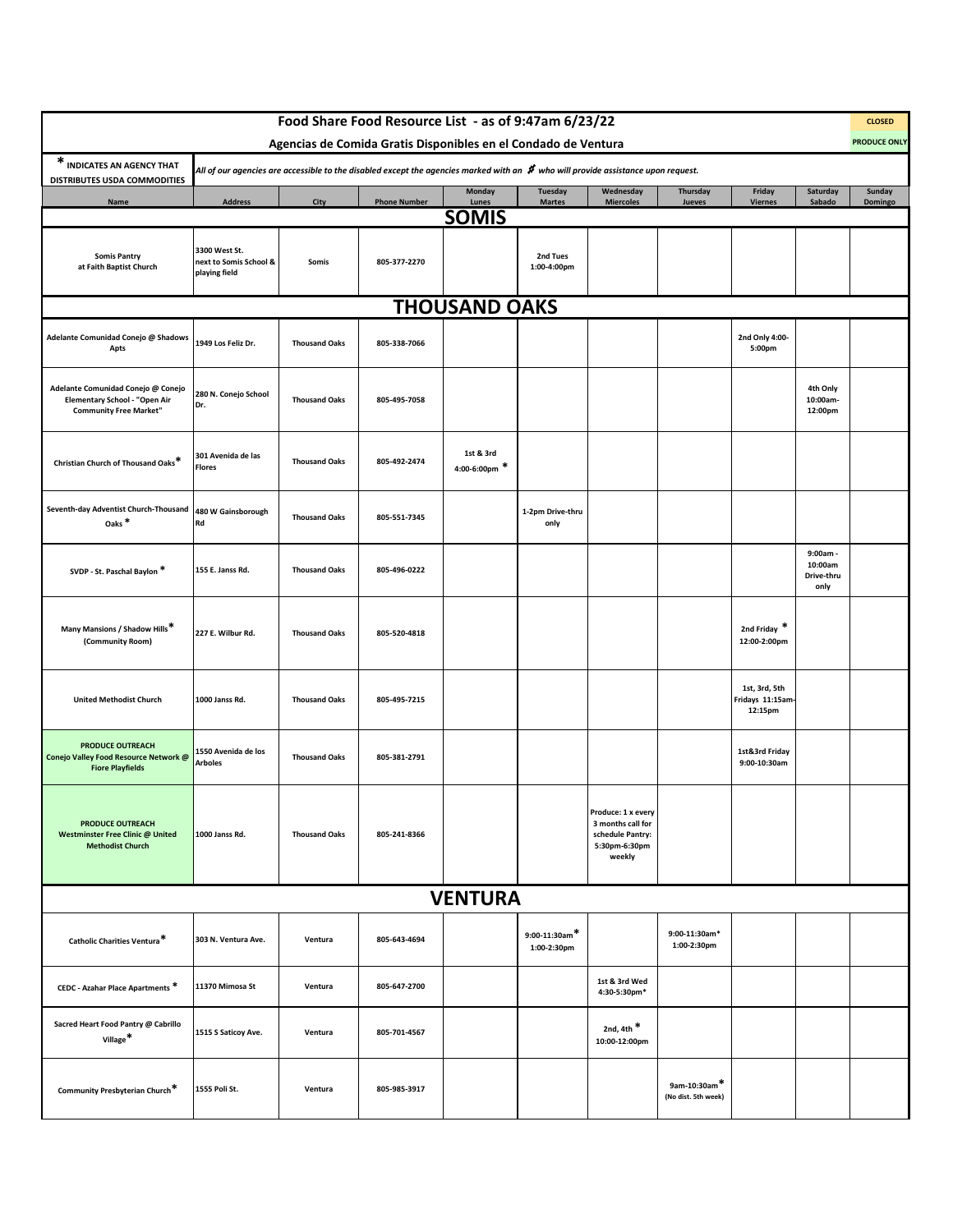# Food Share Food Resource List - as of 9:47am 6/23/22

## Agencias de Comida Gratis Disponibles en el Condado de Ventura

CLOSED

PRODUCE ONLY

**\* INDICATES AN AGENCY THAT DISTRIBUTES USDA COMMODITIES**

*All of our agencies are accessible to the disabled except the agencies marked with an # who will provide assistance upon request.*

| Name | Address | City | Phone Number | Monday Lunes | Tuesday Martes | Wednesday Miercoles | Thursday Jueves | Friday Viernes | Saturday Sabado | Sunday Domingo |
|---|---|---|---|---|---|---|---|---|---|---|
| **SOMIS** | | | | | | | | | | |
| Somis Pantry at Faith Baptist Church | 3300 West St. next to Somis School & playing field | Somis | 805-377-2270 | | 2nd Tues 1:00-4:00pm | | | | | |
| **THOUSAND OAKS** | | | | | | | | | | |
| Adelante Comunidad Conejo @ Shadows Apts | 1949 Los Feliz Dr. | Thousand Oaks | 805-338-7066 | | | | | 2nd Only 4:00-5:00pm | | |
| Adelante Comunidad Conejo @ Conejo Elementary School - "Open Air Community Free Market" | 280 N. Conejo School Dr. | Thousand Oaks | 805-495-7058 | | | | | | 4th Only 10:00am-12:00pm | |
| Christian Church of Thousand Oaks* | 301 Avenida de las Flores | Thousand Oaks | 805-492-2474 | 1st & 3rd 4:00-6:00pm * | | | | | | |
| Seventh-day Adventist Church-Thousand Oaks * | 480 W Gainsborough Rd | Thousand Oaks | 805-551-7345 | | 1-2pm Drive-thru only | | | | | |
| SVDP - St. Paschal Baylon * | 155 E. Janss Rd. | Thousand Oaks | 805-496-0222 | | | | | | 9:00am - 10:00am Drive-thru only | |
| Many Mansions / Shadow Hills* (Community Room) | 227 E. Wilbur Rd. | Thousand Oaks | 805-520-4818 | | | | | 2nd Friday * 12:00-2:00pm | | |
| United Methodist Church | 1000 Janss Rd. | Thousand Oaks | 805-495-7215 | | | | | 1st, 3rd, 5th Fridays 11:15am-12:15pm | | |
| PRODUCE OUTREACH Conejo Valley Food Resource Network @ Fiore Playfields | 1550 Avenida de los Arboles | Thousand Oaks | 805-381-2791 | | | | | 1st&3rd Friday 9:00-10:30am | | |
| PRODUCE OUTREACH Westminster Free Clinic @ United Methodist Church | 1000 Janss Rd. | Thousand Oaks | 805-241-8366 | | | Produce: 1 x every 3 months call for schedule Pantry: 5:30pm-6:30pm weekly | | | | |
| **VENTURA** | | | | | | | | | | |
| Catholic Charities Ventura* | 303 N. Ventura Ave. | Ventura | 805-643-4694 | | 9:00-11:30am* 1:00-2:30pm | | 9:00-11:30am* 1:00-2:30pm | | | |
| CEDC - Azahar Place Apartments * | 11370 Mimosa St | Ventura | 805-647-2700 | | | 1st & 3rd Wed 4:30-5:30pm* | | | | |
| Sacred Heart Food Pantry @ Cabrillo Village* | 1515 S Saticoy Ave. | Ventura | 805-701-4567 | | | 2nd, 4th * 10:00-12:00pm | | | | |
| Community Presbyterian Church* | 1555 Poli St. | Ventura | 805-985-3917 | | | | 9am-10:30am* (No dist. 5th week) | | | |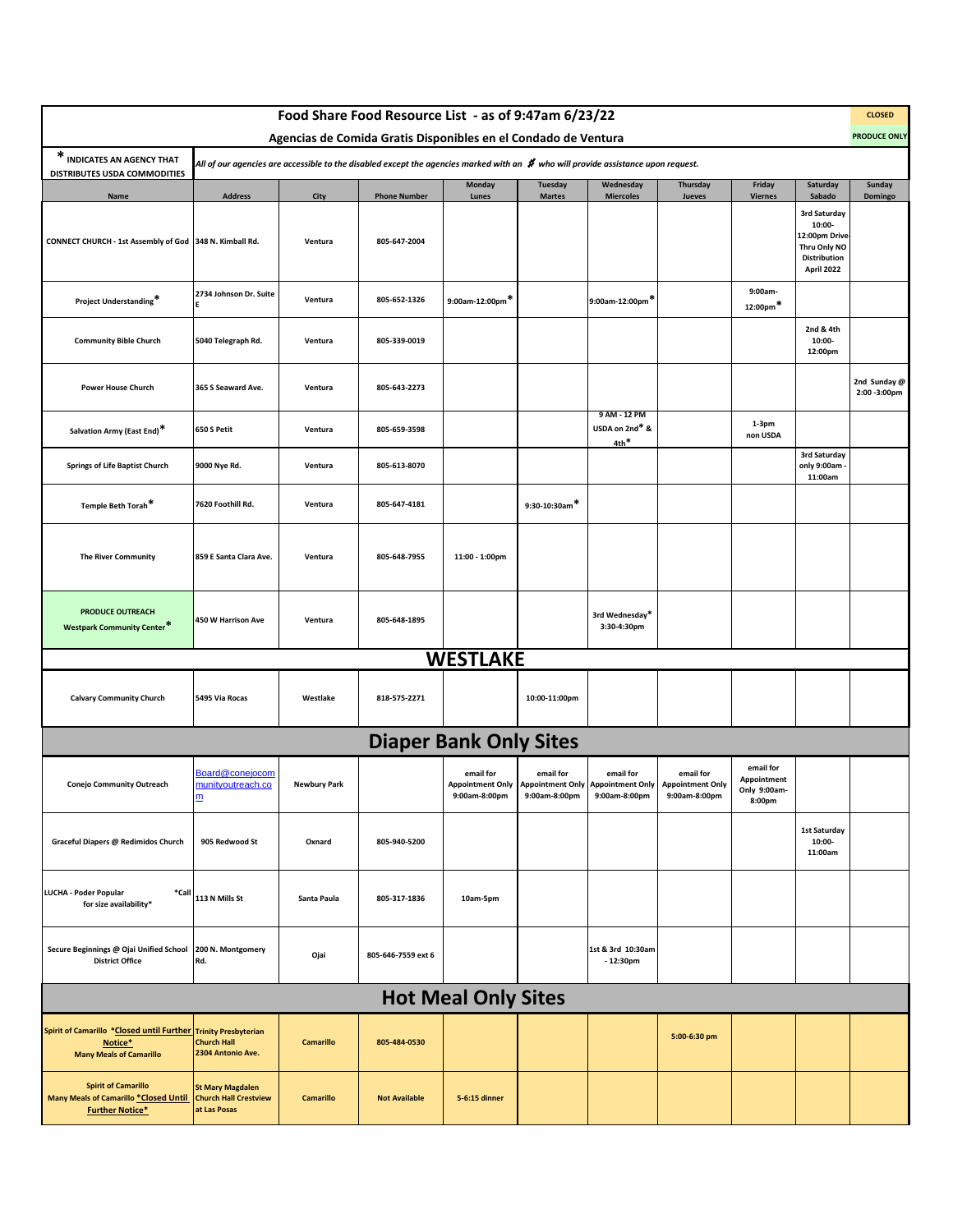# Food Share Food Resource List - as of 9:47am 6/23/22

## Agencias de Comida Gratis Disponibles en el Condado de Ventura

CLOSED

PRODUCE ONLY

\* INDICATES AN AGENCY THAT DISTRIBUTES USDA COMMODITIES

*All of our agencies are accessible to the disabled except the agencies marked with an ♿ who will provide assistance upon request.*

| Name | Address | City | Phone Number | Monday Lunes | Tuesday Martes | Wednesday Miercoles | Thursday Jueves | Friday Viernes | Saturday Sabado | Sunday Domingo |
|---|---|---|---|---|---|---|---|---|---|---|
| CONNECT CHURCH - 1st Assembly of God | 348 N. Kimball Rd. | Ventura | 805-647-2004 | | | | | | 3rd Saturday 10:00-12:00pm Drive-Thru Only NO Distribution April 2022 | |
| Project Understanding* | 2734 Johnson Dr. Suite E | Ventura | 805-652-1326 | 9:00am-12:00pm* | | 9:00am-12:00pm* | | 9:00am-12:00pm* | | |
| Community Bible Church | 5040 Telegraph Rd. | Ventura | 805-339-0019 | | | | | | 2nd & 4th 10:00-12:00pm | |
| Power House Church | 365 S Seaward Ave. | Ventura | 805-643-2273 | | | | | | | 2nd Sunday @ 2:00 -3:00pm |
| Salvation Army (East End)* | 650 S Petit | Ventura | 805-659-3598 | | | 9 AM - 12 PM USDA on 2nd* & 4th* | | 1-3pm non USDA | | |
| Springs of Life Baptist Church | 9000 Nye Rd. | Ventura | 805-613-8070 | | | | | | 3rd Saturday only 9:00am - 11:00am | |
| Temple Beth Torah* | 7620 Foothill Rd. | Ventura | 805-647-4181 | | 9:30-10:30am* | | | | | |
| The River Community | 859 E Santa Clara Ave. | Ventura | 805-648-7955 | 11:00 - 1:00pm | | | | | | |
| PRODUCE OUTREACH Westpark Community Center* | 450 W Harrison Ave | Ventura | 805-648-1895 | | | 3rd Wednesday* 3:30-4:30pm | | | | |
| **WESTLAKE** | | | | | | | | | | |
| Calvary Community Church | 5495 Via Rocas | Westlake | 818-575-2271 | | 10:00-11:00pm | | | | | |
| **Diaper Bank Only Sites** | | | | | | | | | | |
| Conejo Community Outreach | Board@conejocommunityoutreach.com | Newbury Park | | email for Appointment Only 9:00am-8:00pm | email for Appointment Only 9:00am-8:00pm | email for Appointment Only 9:00am-8:00pm | email for Appointment Only 9:00am-8:00pm | email for Appointment Only 9:00am-8:00pm | | |
| Graceful Diapers @ Redimidos Church | 905 Redwood St | Oxnard | 805-940-5200 | | | | | | 1st Saturday 10:00-11:00am | |
| LUCHA - Poder Popular *Call for size availability* | 113 N Mills St | Santa Paula | 805-317-1836 | 10am-5pm | | | | | | |
| Secure Beginnings @ Ojai Unified School District Office | 200 N. Montgomery Rd. | Ojai | 805-646-7559 ext 6 | | | 1st & 3rd 10:30am - 12:30pm | | | | |
| **Hot Meal Only Sites** | | | | | | | | | | |
| Spirit of Camarillo *Closed until Further Notice* Many Meals of Camarillo | Trinity Presbyterian Church Hall 2304 Antonio Ave. | Camarillo | 805-484-0530 | | | | 5:00-6:30 pm | | | |
| Spirit of Camarillo Many Meals of Camarillo *Closed Until Further Notice* | St Mary Magdalen Church Hall Crestview at Las Posas | Camarillo | Not Available | 5-6:15 dinner | | | | | | |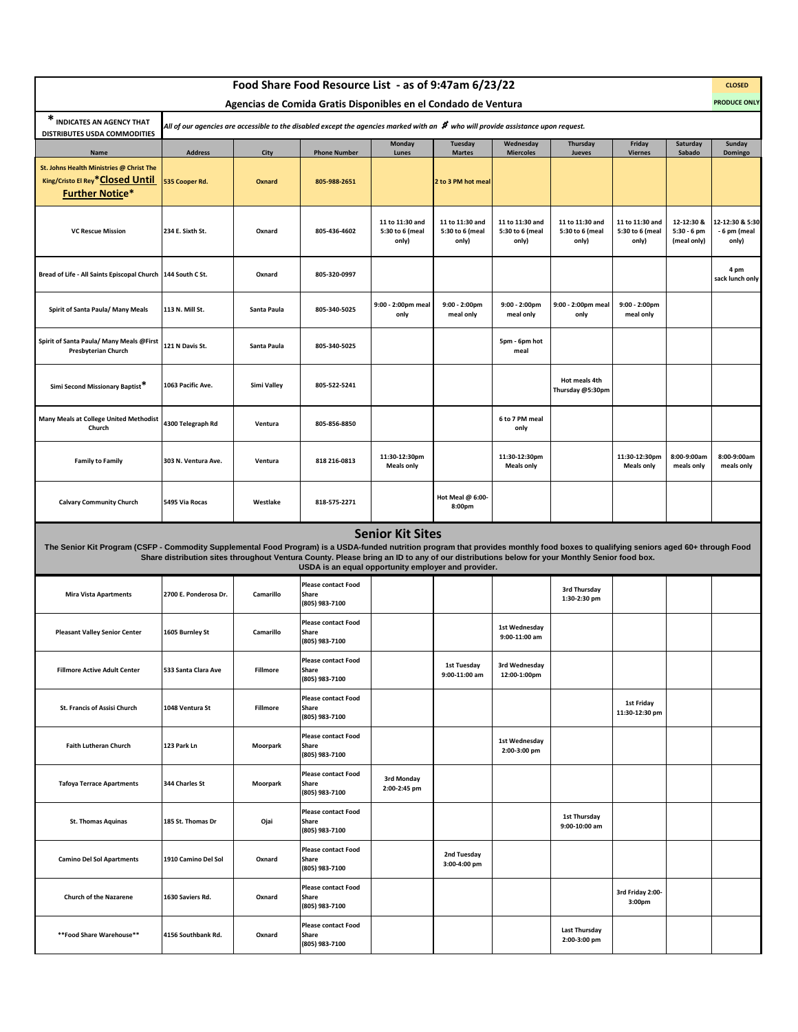# Food Share Food Resource List - as of 9:47am 6/23/22

**CLOSED**

## Agencias de Comida Gratis Disponibles en el Condado de Ventura

**PRODUCE ONLY**

**\* INDICATES AN AGENCY THAT DISTRIBUTES USDA COMMODITIES**

*All of our agencies are accessible to the disabled except the agencies marked with an # who will provide assistance upon request.*

| Name | Address | City | Phone Number | Monday Lunes | Tuesday Martes | Wednesday Miercoles | Thursday Jueves | Friday Viernes | Saturday Sabado | Sunday Domingo |
|---|---|---|---|---|---|---|---|---|---|---|
| St. Johns Health Ministries @ Christ The King/Cristo El Rey *Closed Until Further Notice* | 535 Cooper Rd. | Oxnard | 805-988-2651 | | 2 to 3 PM hot meal | | | | | |
| VC Rescue Mission | 234 E. Sixth St. | Oxnard | 805-436-4602 | 11 to 11:30 and 5:30 to 6 (meal only) | 11 to 11:30 and 5:30 to 6 (meal only) | 11 to 11:30 and 5:30 to 6 (meal only) | 11 to 11:30 and 5:30 to 6 (meal only) | 11 to 11:30 and 5:30 to 6 (meal only) | 12-12:30 & 5:30 - 6 pm (meal only) | 12-12:30 & 5:30 - 6 pm (meal only) |
| Bread of Life - All Saints Episcopal Church | 144 South C St. | Oxnard | 805-320-0997 | | | | | | | 4 pm sack lunch only |
| Spirit of Santa Paula/ Many Meals | 113 N. Mill St. | Santa Paula | 805-340-5025 | 9:00 - 2:00pm meal only | 9:00 - 2:00pm meal only | 9:00 - 2:00pm meal only | 9:00 - 2:00pm meal only | 9:00 - 2:00pm meal only | | |
| Spirit of Santa Paula/ Many Meals @First Presbyterian Church | 121 N Davis St. | Santa Paula | 805-340-5025 | | | 5pm - 6pm hot meal | | | | |
| Simi Second Missionary Baptist* | 1063 Pacific Ave. | Simi Valley | 805-522-5241 | | | | Hot meals 4th Thursday @5:30pm | | | |
| Many Meals at College United Methodist Church | 4300 Telegraph Rd | Ventura | 805-856-8850 | | | 6 to 7 PM meal only | | | | |
| Family to Family | 303 N. Ventura Ave. | Ventura | 818 216-0813 | 11:30-12:30pm Meals only | | 11:30-12:30pm Meals only | | 11:30-12:30pm Meals only | 8:00-9:00am meals only | 8:00-9:00am meals only |
| Calvary Community Church | 5495 Via Rocas | Westlake | 818-575-2271 | | Hot Meal @ 6:00-8:00pm | | | | | |

## Senior Kit Sites

**The Senior Kit Program (CSFP - Commodity Supplemental Food Program) is a USDA-funded nutrition program that provides monthly food boxes to qualifying seniors aged 60+ through Food Share distribution sites throughout Ventura County. Please bring an ID to any of our distributions below for your Monthly Senior food box.**

**USDA is an equal opportunity employer and provider.**

| Name | Address | City | Phone Number | Monday Lunes | Tuesday Martes | Wednesday Miercoles | Thursday Jueves | Friday Viernes | Saturday Sabado | Sunday Domingo |
|---|---|---|---|---|---|---|---|---|---|---|
| Mira Vista Apartments | 2700 E. Ponderosa Dr. | Camarillo | Please contact Food Share (805) 983-7100 | | | | 3rd Thursday 1:30-2:30 pm | | | |
| Pleasant Valley Senior Center | 1605 Burnley St | Camarillo | Please contact Food Share (805) 983-7100 | | | 1st Wednesday 9:00-11:00 am | | | | |
| Fillmore Active Adult Center | 533 Santa Clara Ave | Fillmore | Please contact Food Share (805) 983-7100 | | 1st Tuesday 9:00-11:00 am | 3rd Wednesday 12:00-1:00pm | | | | |
| St. Francis of Assisi Church | 1048 Ventura St | Fillmore | Please contact Food Share (805) 983-7100 | | | | | 1st Friday 11:30-12:30 pm | | |
| Faith Lutheran Church | 123 Park Ln | Moorpark | Please contact Food Share (805) 983-7100 | | | 1st Wednesday 2:00-3:00 pm | | | | |
| Tafoya Terrace Apartments | 344 Charles St | Moorpark | Please contact Food Share (805) 983-7100 | 3rd Monday 2:00-2:45 pm | | | | | | |
| St. Thomas Aquinas | 185 St. Thomas Dr | Ojai | Please contact Food Share (805) 983-7100 | | | | 1st Thursday 9:00-10:00 am | | | |
| Camino Del Sol Apartments | 1910 Camino Del Sol | Oxnard | Please contact Food Share (805) 983-7100 | | 2nd Tuesday 3:00-4:00 pm | | | | | |
| Church of the Nazarene | 1630 Saviers Rd. | Oxnard | Please contact Food Share (805) 983-7100 | | | | | 3rd Friday 2:00-3:00pm | | |
| **Food Share Warehouse** | 4156 Southbank Rd. | Oxnard | Please contact Food Share (805) 983-7100 | | | | Last Thursday 2:00-3:00 pm | | | |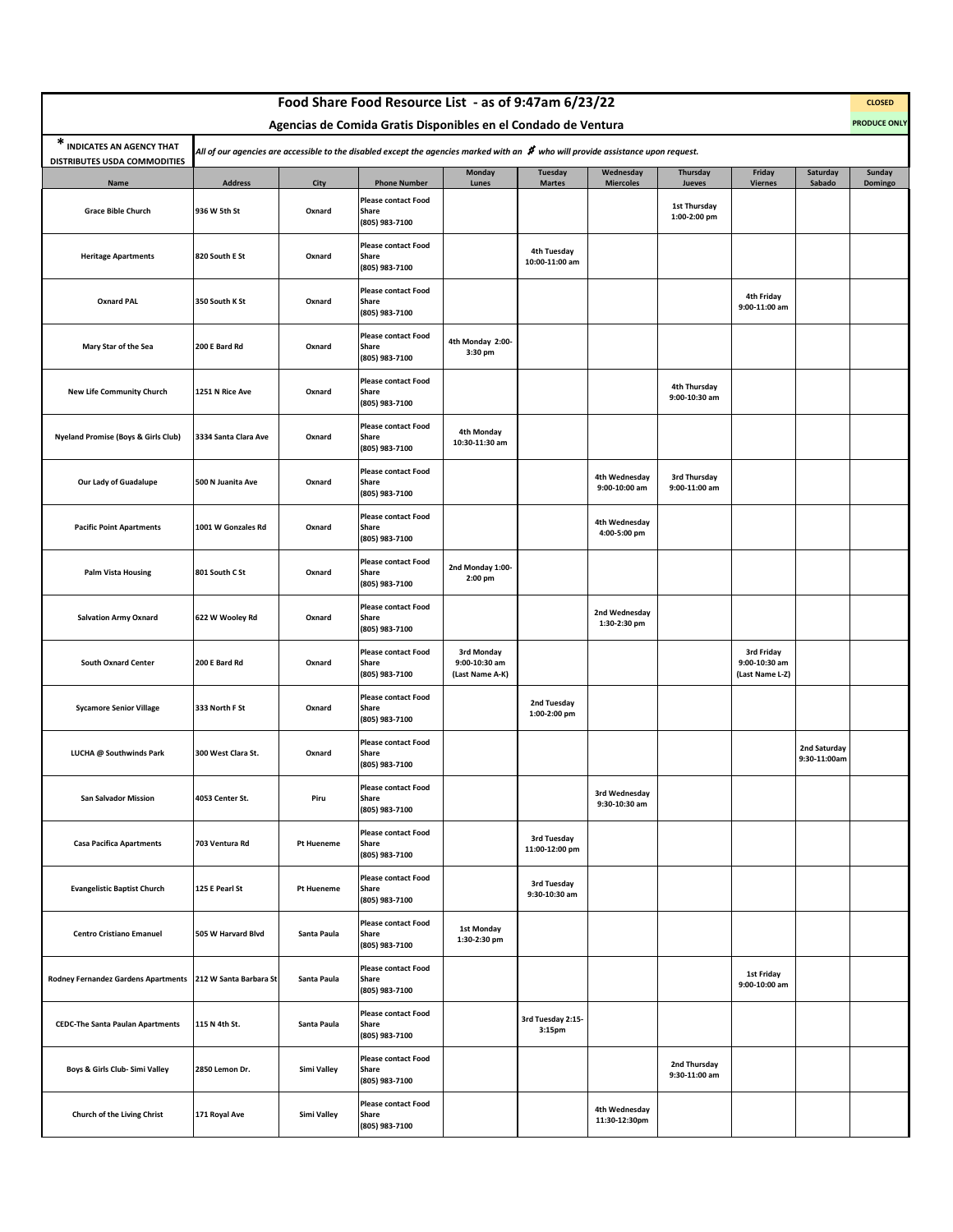# Food Share Food Resource List - as of 9:47am 6/23/22

## Agencias de Comida Gratis Disponibles en el Condado de Ventura

CLOSED

PRODUCE ONLY

**\* INDICATES AN AGENCY THAT DISTRIBUTES USDA COMMODITIES**

*All of our agencies are accessible to the disabled except the agencies marked with an* ♯ *who will provide assistance upon request.*

| Name | Address | City | Phone Number | Monday Lunes | Tuesday Martes | Wednesday Miercoles | Thursday Jueves | Friday Viernes | Saturday Sabado | Sunday Domingo |
|---|---|---|---|---|---|---|---|---|---|---|
| Grace Bible Church | 936 W 5th St | Oxnard | Please contact Food Share (805) 983-7100 | | | | 1st Thursday 1:00-2:00 pm | | | |
| Heritage Apartments | 820 South E St | Oxnard | Please contact Food Share (805) 983-7100 | | 4th Tuesday 10:00-11:00 am | | | | | |
| Oxnard PAL | 350 South K St | Oxnard | Please contact Food Share (805) 983-7100 | | | | | 4th Friday 9:00-11:00 am | | |
| Mary Star of the Sea | 200 E Bard Rd | Oxnard | Please contact Food Share (805) 983-7100 | 4th Monday 2:00-3:30 pm | | | | | | |
| New Life Community Church | 1251 N Rice Ave | Oxnard | Please contact Food Share (805) 983-7100 | | | | 4th Thursday 9:00-10:30 am | | | |
| Nyeland Promise (Boys & Girls Club) | 3334 Santa Clara Ave | Oxnard | Please contact Food Share (805) 983-7100 | 4th Monday 10:30-11:30 am | | | | | | |
| Our Lady of Guadalupe | 500 N Juanita Ave | Oxnard | Please contact Food Share (805) 983-7100 | | | 4th Wednesday 9:00-10:00 am | 3rd Thursday 9:00-11:00 am | | | |
| Pacific Point Apartments | 1001 W Gonzales Rd | Oxnard | Please contact Food Share (805) 983-7100 | | | 4th Wednesday 4:00-5:00 pm | | | | |
| Palm Vista Housing | 801 South C St | Oxnard | Please contact Food Share (805) 983-7100 | 2nd Monday 1:00-2:00 pm | | | | | | |
| Salvation Army Oxnard | 622 W Wooley Rd | Oxnard | Please contact Food Share (805) 983-7100 | | | 2nd Wednesday 1:30-2:30 pm | | | | |
| South Oxnard Center | 200 E Bard Rd | Oxnard | Please contact Food Share (805) 983-7100 | 3rd Monday 9:00-10:30 am (Last Name A-K) | | | | 3rd Friday 9:00-10:30 am (Last Name L-Z) | | |
| Sycamore Senior Village | 333 North F St | Oxnard | Please contact Food Share (805) 983-7100 | | 2nd Tuesday 1:00-2:00 pm | | | | | |
| LUCHA @ Southwinds Park | 300 West Clara St. | Oxnard | Please contact Food Share (805) 983-7100 | | | | | | 2nd Saturday 9:30-11:00am | |
| San Salvador Mission | 4053 Center St. | Piru | Please contact Food Share (805) 983-7100 | | | 3rd Wednesday 9:30-10:30 am | | | | |
| Casa Pacifica Apartments | 703 Ventura Rd | Pt Hueneme | Please contact Food Share (805) 983-7100 | | 3rd Tuesday 11:00-12:00 pm | | | | | |
| Evangelistic Baptist Church | 125 E Pearl St | Pt Hueneme | Please contact Food Share (805) 983-7100 | | 3rd Tuesday 9:30-10:30 am | | | | | |
| Centro Cristiano Emanuel | 505 W Harvard Blvd | Santa Paula | Please contact Food Share (805) 983-7100 | 1st Monday 1:30-2:30 pm | | | | | | |
| Rodney Fernandez Gardens Apartments | 212 W Santa Barbara St | Santa Paula | Please contact Food Share (805) 983-7100 | | | | | 1st Friday 9:00-10:00 am | | |
| CEDC-The Santa Paulan Apartments | 115 N 4th St. | Santa Paula | Please contact Food Share (805) 983-7100 | | 3rd Tuesday 2:15-3:15pm | | | | | |
| Boys & Girls Club- Simi Valley | 2850 Lemon Dr. | Simi Valley | Please contact Food Share (805) 983-7100 | | | | 2nd Thursday 9:30-11:00 am | | | |
| Church of the Living Christ | 171 Royal Ave | Simi Valley | Please contact Food Share (805) 983-7100 | | | 4th Wednesday 11:30-12:30pm | | | | |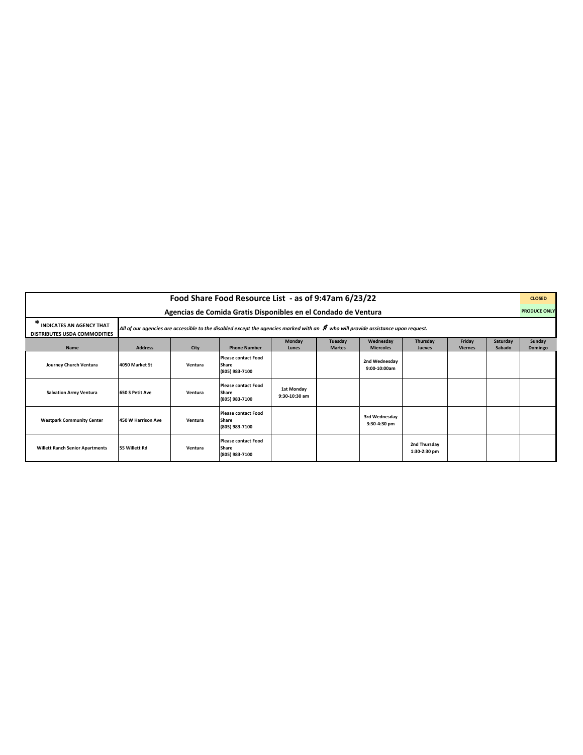# Food Share Food Resource List - as of 9:47am 6/23/22

## Agencias de Comida Gratis Disponibles en el Condado de Ventura

CLOSED

PRODUCE ONLY

**\* INDICATES AN AGENCY THAT DISTRIBUTES USDA COMMODITIES**

***All of our agencies are accessible to the disabled except the agencies marked with an ♿̸ who will provide assistance upon request.***

| Name | Address | City | Phone Number | Monday Lunes | Tuesday Martes | Wednesday Miercoles | Thursday Jueves | Friday Viernes | Saturday Sabado | Sunday Domingo |
|---|---|---|---|---|---|---|---|---|---|---|
| Journey Church Ventura | 4050 Market St | Ventura | Please contact Food Share (805) 983-7100 | | | 2nd Wednesday 9:00-10:00am | | | | |
| Salvation Army Ventura | 650 S Petit Ave | Ventura | Please contact Food Share (805) 983-7100 | 1st Monday 9:30-10:30 am | | | | | | |
| Westpark Community Center | 450 W Harrison Ave | Ventura | Please contact Food Share (805) 983-7100 | | | 3rd Wednesday 3:30-4:30 pm | | | | |
| Willett Ranch Senior Apartments | 55 Willett Rd | Ventura | Please contact Food Share (805) 983-7100 | | | | 2nd Thursday 1:30-2:30 pm | | | |